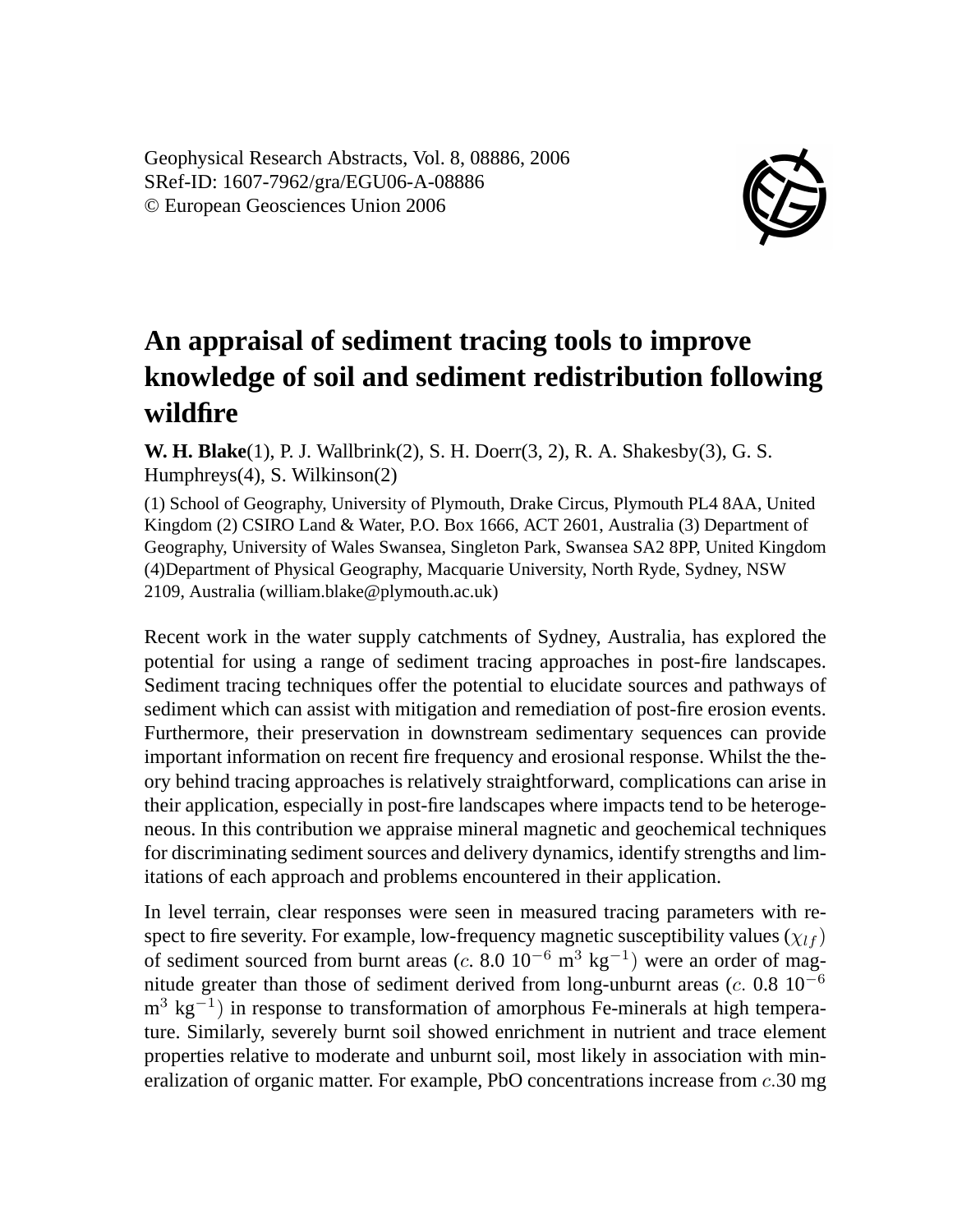Geophysical Research Abstracts, Vol. 8, 08886, 2006
SRef-ID: 1607-7962/gra/EGU06-A-08886
© European Geosciences Union 2006

# An appraisal of sediment tracing tools to improve knowledge of soil and sediment redistribution following wildfire

**W. H. Blake**(1), P. J. Wallbrink(2), S. H. Doerr(3, 2), R. A. Shakesby(3), G. S. Humphreys(4), S. Wilkinson(2)

(1) School of Geography, University of Plymouth, Drake Circus, Plymouth PL4 8AA, United Kingdom (2) CSIRO Land & Water, P.O. Box 1666, ACT 2601, Australia (3) Department of Geography, University of Wales Swansea, Singleton Park, Swansea SA2 8PP, United Kingdom (4)Department of Physical Geography, Macquarie University, North Ryde, Sydney, NSW 2109, Australia (william.blake@plymouth.ac.uk)

Recent work in the water supply catchments of Sydney, Australia, has explored the potential for using a range of sediment tracing approaches in post-fire landscapes. Sediment tracing techniques offer the potential to elucidate sources and pathways of sediment which can assist with mitigation and remediation of post-fire erosion events. Furthermore, their preservation in downstream sedimentary sequences can provide important information on recent fire frequency and erosional response. Whilst the theory behind tracing approaches is relatively straightforward, complications can arise in their application, especially in post-fire landscapes where impacts tend to be heterogeneous. In this contribution we appraise mineral magnetic and geochemical techniques for discriminating sediment sources and delivery dynamics, identify strengths and limitations of each approach and problems encountered in their application.

In level terrain, clear responses were seen in measured tracing parameters with respect to fire severity. For example, low-frequency magnetic susceptibility values ($\chi_{lf}$) of sediment sourced from burnt areas ($c$. 8.0 $10^{-6}$ $m^3$ $kg^{-1}$) were an order of magnitude greater than those of sediment derived from long-unburnt areas ($c$. 0.8 $10^{-6}$ $m^3$ $kg^{-1}$) in response to transformation of amorphous Fe-minerals at high temperature. Similarly, severely burnt soil showed enrichment in nutrient and trace element properties relative to moderate and unburnt soil, most likely in association with mineralization of organic matter. For example, PbO concentrations increase from $c$.30 mg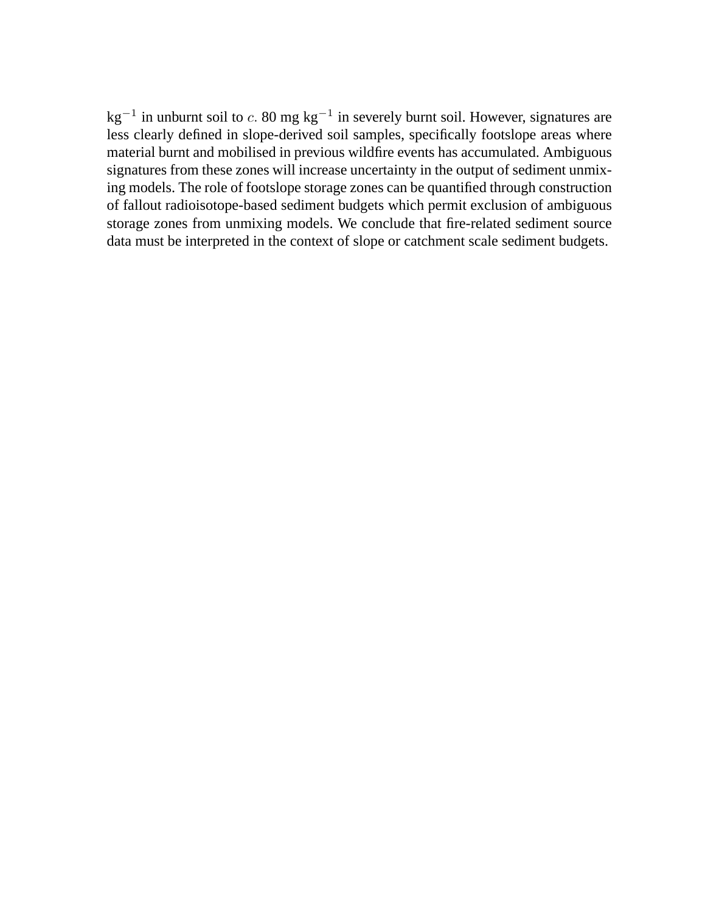kg$^{-1}$ in unburnt soil to $c.$ 80 mg kg$^{-1}$ in severely burnt soil. However, signatures are less clearly defined in slope-derived soil samples, specifically footslope areas where material burnt and mobilised in previous wildfire events has accumulated. Ambiguous signatures from these zones will increase uncertainty in the output of sediment unmixing models. The role of footslope storage zones can be quantified through construction of fallout radioisotope-based sediment budgets which permit exclusion of ambiguous storage zones from unmixing models. We conclude that fire-related sediment source data must be interpreted in the context of slope or catchment scale sediment budgets.